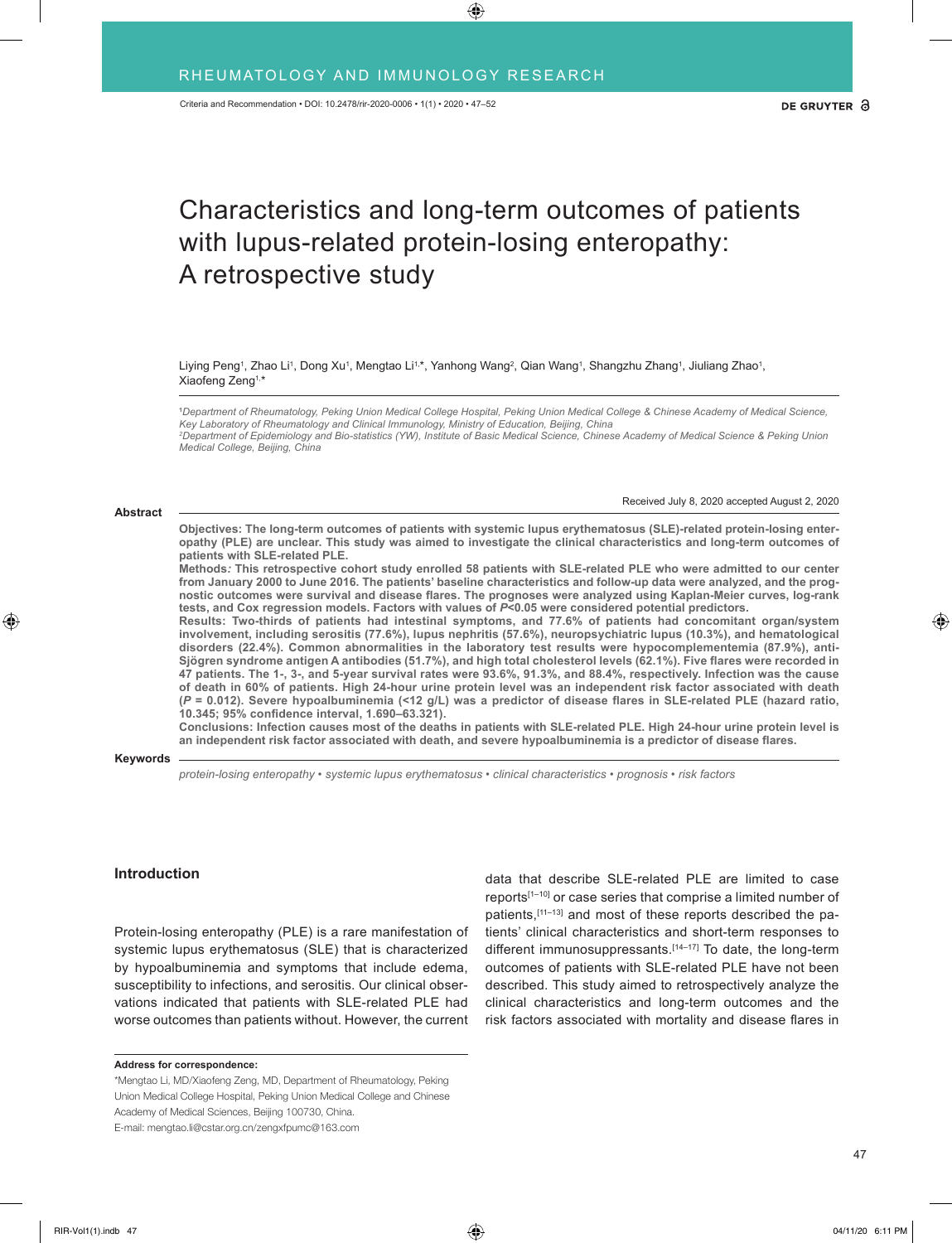# Characteristics and long-term outcomes of patients with lupus-related protein-losing enteropathy: A retrospective study

Liying Peng[1], Zhao Li[1], Dong Xu[1], Mengtao Li[1,*], Yanhong Wang[2], Qian Wang[1], Shangzhu Zhang[1], Jiuliang Zhao[1], Xiaofeng Zeng[1,*]

*[1]Department of Rheumatology, Peking Union Medical College Hospital, Peking Union Medical College & Chinese Academy of Medical Science, Key Laboratory of Rheumatology and Clinical Immunology, Ministry of Education, Beijing, China*
*[2]Department of Epidemiology and Bio-statistics (YW), Institute of Basic Medical Science, Chinese Academy of Medical Science & Peking Union Medical College, Beijing, China*

Received July 8, 2020 accepted August 2, 2020

## Abstract

**Objectives: The long-term outcomes of patients with systemic lupus erythematosus (SLE)-related protein-losing enteropathy (PLE) are unclear. This study was aimed to investigate the clinical characteristics and long-term outcomes of patients with SLE-related PLE.**

**Methods*:* This retrospective cohort study enrolled 58 patients with SLE-related PLE who were admitted to our center from January 2000 to June 2016. The patients' baseline characteristics and follow-up data were analyzed, and the prognostic outcomes were survival and disease flares. The prognoses were analyzed using Kaplan-Meier curves, log-rank tests, and Cox regression models. Factors with values of *P*<0.05 were considered potential predictors.**

**Results: Two-thirds of patients had intestinal symptoms, and 77.6% of patients had concomitant organ/system involvement, including serositis (77.6%), lupus nephritis (57.6%), neuropsychiatric lupus (10.3%), and hematological disorders (22.4%). Common abnormalities in the laboratory test results were hypocomplementemia (87.9%), anti-Sjögren syndrome antigen A antibodies (51.7%), and high total cholesterol levels (62.1%). Five flares were recorded in 47 patients. The 1-, 3-, and 5-year survival rates were 93.6%, 91.3%, and 88.4%, respectively. Infection was the cause of death in 60% of patients. High 24-hour urine protein level was an independent risk factor associated with death (*P* = 0.012). Severe hypoalbuminemia (<12 g/L) was a predictor of disease flares in SLE-related PLE (hazard ratio, 10.345; 95% confidence interval, 1.690–63.321).**

**Conclusions: Infection causes most of the deaths in patients with SLE-related PLE. High 24-hour urine protein level is an independent risk factor associated with death, and severe hypoalbuminemia is a predictor of disease flares.**

## Keywords

*protein-losing enteropathy • systemic lupus erythematosus • clinical characteristics • prognosis • risk factors*

## Introduction

Protein-losing enteropathy (PLE) is a rare manifestation of systemic lupus erythematosus (SLE) that is characterized by hypoalbuminemia and symptoms that include edema, susceptibility to infections, and serositis. Our clinical observations indicated that patients with SLE-related PLE had worse outcomes than patients without. However, the current data that describe SLE-related PLE are limited to case reports[1–10] or case series that comprise a limited number of patients,[11–13] and most of these reports described the patients' clinical characteristics and short-term responses to different immunosuppressants.[14–17] To date, the long-term outcomes of patients with SLE-related PLE have not been described. This study aimed to retrospectively analyze the clinical characteristics and long-term outcomes and the risk factors associated with mortality and disease flares in

**Address for correspondence:**

*Mengtao Li, MD/Xiaofeng Zeng, MD, Department of Rheumatology, Peking Union Medical College Hospital, Peking Union Medical College and Chinese Academy of Medical Sciences, Beijing 100730, China.
E-mail: mengtao.li@cstar.org.cn/zengxfpumc@163.com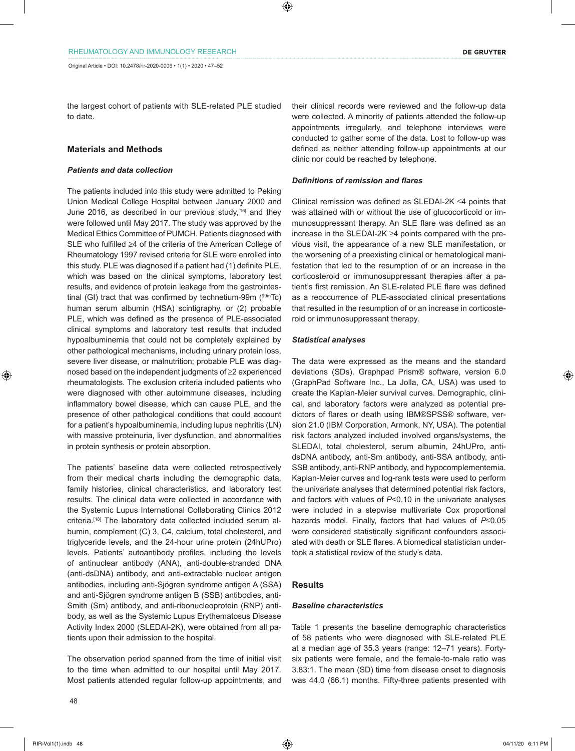the largest cohort of patients with SLE-related PLE studied to date.

## Materials and Methods

### *Patients and data collection*

The patients included into this study were admitted to Peking Union Medical College Hospital between January 2000 and June 2016, as described in our previous study,[16] and they were followed until May 2017. The study was approved by the Medical Ethics Committee of PUMCH. Patients diagnosed with SLE who fulfilled ≥4 of the criteria of the American College of Rheumatology 1997 revised criteria for SLE were enrolled into this study. PLE was diagnosed if a patient had (1) definite PLE, which was based on the clinical symptoms, laboratory test results, and evidence of protein leakage from the gastrointestinal (GI) tract that was confirmed by technetium-99m ($^{99m}$Tc) human serum albumin (HSA) scintigraphy, or (2) probable PLE, which was defined as the presence of PLE-associated clinical symptoms and laboratory test results that included hypoalbuminemia that could not be completely explained by other pathological mechanisms, including urinary protein loss, severe liver disease, or malnutrition; probable PLE was diagnosed based on the independent judgments of ≥2 experienced rheumatologists. The exclusion criteria included patients who were diagnosed with other autoimmune diseases, including inflammatory bowel disease, which can cause PLE, and the presence of other pathological conditions that could account for a patient's hypoalbuminemia, including lupus nephritis (LN) with massive proteinuria, liver dysfunction, and abnormalities in protein synthesis or protein absorption.

The patients' baseline data were collected retrospectively from their medical charts including the demographic data, family histories, clinical characteristics, and laboratory test results. The clinical data were collected in accordance with the Systemic Lupus International Collaborating Clinics 2012 criteria.[18] The laboratory data collected included serum albumin, complement (C) 3, C4, calcium, total cholesterol, and triglyceride levels, and the 24-hour urine protein (24hUPro) levels. Patients' autoantibody profiles, including the levels of antinuclear antibody (ANA), anti-double-stranded DNA (anti-dsDNA) antibody, and anti-extractable nuclear antigen antibodies, including anti-Sjögren syndrome antigen A (SSA) and anti-Sjögren syndrome antigen B (SSB) antibodies, anti-Smith (Sm) antibody, and anti-ribonucleoprotein (RNP) antibody, as well as the Systemic Lupus Erythematosus Disease Activity Index 2000 (SLEDAI-2K), were obtained from all patients upon their admission to the hospital.

The observation period spanned from the time of initial visit to the time when admitted to our hospital until May 2017. Most patients attended regular follow-up appointments, and their clinical records were reviewed and the follow-up data were collected. A minority of patients attended the follow-up appointments irregularly, and telephone interviews were conducted to gather some of the data. Lost to follow-up was defined as neither attending follow-up appointments at our clinic nor could be reached by telephone.

### *Definitions of remission and flares*

Clinical remission was defined as SLEDAI-2K ≤4 points that was attained with or without the use of glucocorticoid or immunosuppressant therapy. An SLE flare was defined as an increase in the SLEDAI-2K ≥4 points compared with the previous visit, the appearance of a new SLE manifestation, or the worsening of a preexisting clinical or hematological manifestation that led to the resumption of or an increase in the corticosteroid or immunosuppressant therapies after a patient's first remission. An SLE-related PLE flare was defined as a reoccurrence of PLE-associated clinical presentations that resulted in the resumption of or an increase in corticosteroid or immunosuppressant therapy.

### *Statistical analyses*

The data were expressed as the means and the standard deviations (SDs). Graphpad Prism® software, version 6.0 (GraphPad Software Inc., La Jolla, CA, USA) was used to create the Kaplan-Meier survival curves. Demographic, clinical, and laboratory factors were analyzed as potential predictors of flares or death using IBM®SPSS® software, version 21.0 (IBM Corporation, Armonk, NY, USA). The potential risk factors analyzed included involved organs/systems, the SLEDAI, total cholesterol, serum albumin, 24hUPro, anti-dsDNA antibody, anti-Sm antibody, anti-SSA antibody, anti-SSB antibody, anti-RNP antibody, and hypocomplementemia. Kaplan-Meier curves and log-rank tests were used to perform the univariate analyses that determined potential risk factors, and factors with values of $P<0.10$ in the univariate analyses were included in a stepwise multivariate Cox proportional hazards model. Finally, factors that had values of $P\leq0.05$ were considered statistically significant confounders associated with death or SLE flares. A biomedical statistician undertook a statistical review of the study's data.

## Results

### *Baseline characteristics*

Table 1 presents the baseline demographic characteristics of 58 patients who were diagnosed with SLE-related PLE at a median age of 35.3 years (range: 12–71 years). Forty-six patients were female, and the female-to-male ratio was 3.83:1. The mean (SD) time from disease onset to diagnosis was 44.0 (66.1) months. Fifty-three patients presented with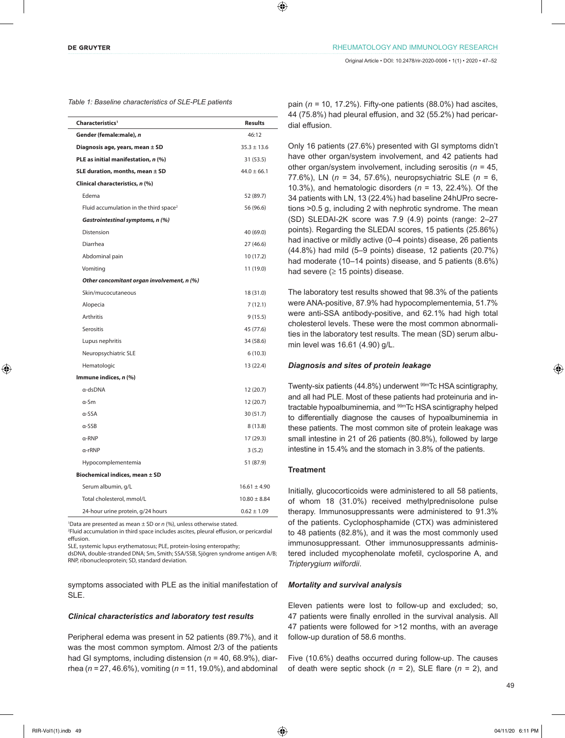Table 1: Baseline characteristics of SLE-PLE patients

| Characteristics[1] | Results |
|---|---|
| **Gender (female:male), *n*** | 46:12 |
| **Diagnosis age, years, mean ± SD** | 35.3 ± 13.6 |
| **PLE as initial manifestation, *n* (%)** | 31 (53.5) |
| **SLE duration, months, mean ± SD** | 44.0 ± 66.1 |
| **Clinical characteristics, *n* (%)** | |
| Edema | 52 (89.7) |
| Fluid accumulation in the third space[2] | 56 (96.6) |
| ***Gastrointestinal symptoms, n (%)*** | |
| Distension | 40 (69.0) |
| Diarrhea | 27 (46.6) |
| Abdominal pain | 10 (17.2) |
| Vomiting | 11 (19.0) |
| ***Other concomitant organ involvement, n (%)*** | |
| Skin/mucocutaneous | 18 (31.0) |
| Alopecia | 7 (12.1) |
| Arthritis | 9 (15.5) |
| Serositis | 45 (77.6) |
| Lupus nephritis | 34 (58.6) |
| Neuropsychiatric SLE | 6 (10.3) |
| Hematologic | 13 (22.4) |
| **Immune indices, *n* (%)** | |
| α-dsDNA | 12 (20.7) |
| α-Sm | 12 (20.7) |
| α-SSA | 30 (51.7) |
| α-SSB | 8 (13.8) |
| α-RNP | 17 (29.3) |
| α-rRNP | 3 (5.2) |
| Hypocomplementemia | 51 (87.9) |
| **Biochemical indices, mean ± SD** | |
| Serum albumin, g/L | 16.61 ± 4.90 |
| Total cholesterol, mmol/L | 10.80 ± 8.84 |
| 24-hour urine protein, g/24 hours | 0.62 ± 1.09 |

[1]Data are presented as mean ± SD or *n* (%), unless otherwise stated.
[2]Fluid accumulation in third space includes ascites, pleural effusion, or pericardial effusion.
SLE, systemic lupus erythematosus; PLE, protein-losing enteropathy;
dsDNA, double-stranded DNA; Sm, Smith; SSA/SSB, Sjögren syndrome antigen A/B; RNP, ribonucleoprotein; SD, standard deviation.

symptoms associated with PLE as the initial manifestation of SLE.

### *Clinical characteristics and laboratory test results*

Peripheral edema was present in 52 patients (89.7%), and it was the most common symptom. Almost 2/3 of the patients had GI symptoms, including distension (*n* = 40, 68.9%), diarrhea (*n* = 27, 46.6%), vomiting (*n* = 11, 19.0%), and abdominal pain (*n* = 10, 17.2%). Fifty-one patients (88.0%) had ascites, 44 (75.8%) had pleural effusion, and 32 (55.2%) had pericardial effusion.

Only 16 patients (27.6%) presented with GI symptoms didn't have other organ/system involvement, and 42 patients had other organ/system involvement, including serositis (*n* = 45, 77.6%), LN (*n* = 34, 57.6%), neuropsychiatric SLE (*n* = 6, 10.3%), and hematologic disorders (*n* = 13, 22.4%). Of the 34 patients with LN, 13 (22.4%) had baseline 24hUPro secretions >0.5 g, including 2 with nephrotic syndrome. The mean (SD) SLEDAI-2K score was 7.9 (4.9) points (range: 2–27 points). Regarding the SLEDAI scores, 15 patients (25.86%) had inactive or mildly active (0–4 points) disease, 26 patients (44.8%) had mild (5–9 points) disease, 12 patients (20.7%) had moderate (10–14 points) disease, and 5 patients (8.6%) had severe (≥ 15 points) disease.

The laboratory test results showed that 98.3% of the patients were ANA-positive, 87.9% had hypocomplementemia, 51.7% were anti-SSA antibody-positive, and 62.1% had high total cholesterol levels. These were the most common abnormalities in the laboratory test results. The mean (SD) serum albumin level was 16.61 (4.90) g/L.

### *Diagnosis and sites of protein leakage*

Twenty-six patients (44.8%) underwent $^{99m}$Tc HSA scintigraphy, and all had PLE. Most of these patients had proteinuria and intractable hypoalbuminemia, and $^{99m}$Tc HSA scintigraphy helped to differentially diagnose the causes of hypoalbuminemia in these patients. The most common site of protein leakage was small intestine in 21 of 26 patients (80.8%), followed by large intestine in 15.4% and the stomach in 3.8% of the patients.

### Treatment

Initially, glucocorticoids were administered to all 58 patients, of whom 18 (31.0%) received methylprednisolone pulse therapy. Immunosuppressants were administered to 91.3% of the patients. Cyclophosphamide (CTX) was administered to 48 patients (82.8%), and it was the most commonly used immunosuppressant. Other immunosuppressants administered included mycophenolate mofetil, cyclosporine A, and *Tripterygium wilfordii*.

### *Mortality and survival analysis*

Eleven patients were lost to follow-up and excluded; so, 47 patients were finally enrolled in the survival analysis. All 47 patients were followed for >12 months, with an average follow-up duration of 58.6 months.

Five (10.6%) deaths occurred during follow-up. The causes of death were septic shock (*n* = 2), SLE flare (*n* = 2), and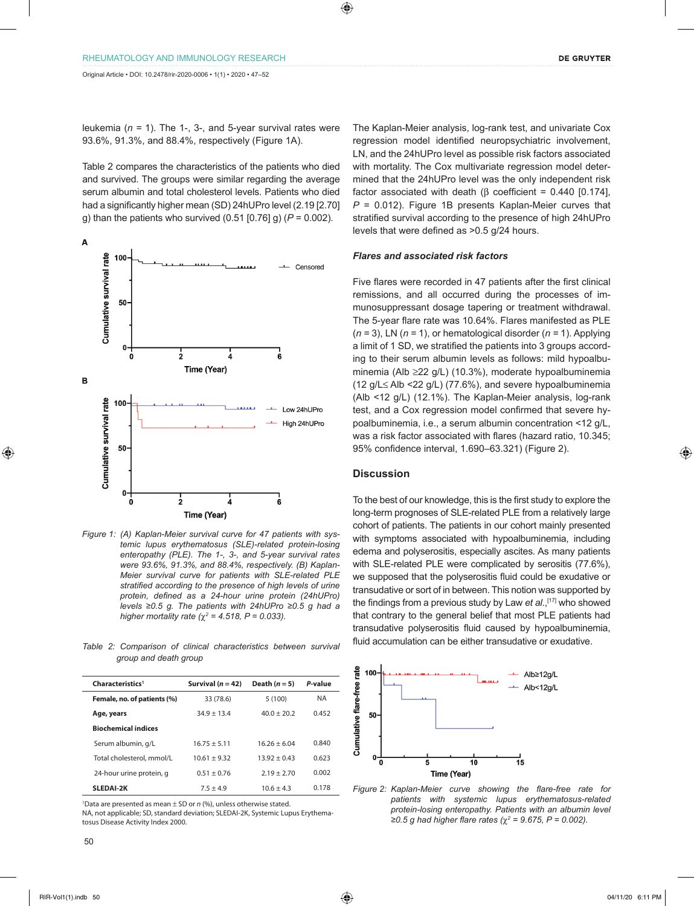leukemia ($n$ = 1). The 1-, 3-, and 5-year survival rates were 93.6%, 91.3%, and 88.4%, respectively (Figure 1A).

Table 2 compares the characteristics of the patients who died and survived. The groups were similar regarding the average serum albumin and total cholesterol levels. Patients who died had a significantly higher mean (SD) 24hUPro level (2.19 [2.70] g) than the patients who survived (0.51 [0.76] g) ($P$ = 0.002).

Figure 1: (A) Kaplan-Meier survival curve for 47 patients with systemic lupus erythematosus (SLE)-related protein-losing enteropathy (PLE). The 1-, 3-, and 5-year survival rates were 93.6%, 91.3%, and 88.4%, respectively. (B) Kaplan-Meier survival curve for patients with SLE-related PLE stratified according to the presence of high levels of urine protein, defined as a 24-hour urine protein (24hUPro) levels ≥0.5 g. The patients with 24hUPro ≥0.5 g had a higher mortality rate ($\chi^2$ = 4.518, $P$ = 0.033).

Table 2: Comparison of clinical characteristics between survival group and death group

| Characteristics[1] | Survival ($n$ = 42) | Death ($n$ = 5) | P-value |
|---|---|---|---|
| **Female, no. of patients (%)** | 33 (78.6) | 5 (100) | NA |
| **Age, years** | 34.9 ± 13.4 | 40.0 ± 20.2 | 0.452 |
| **Biochemical indices** | | | |
| Serum albumin, g/L | 16.75 ± 5.11 | 16.26 ± 6.04 | 0.840 |
| Total cholesterol, mmol/L | 10.61 ± 9.32 | 13.92 ± 0.43 | 0.623 |
| 24-hour urine protein, g | 0.51 ± 0.76 | 2.19 ± 2.70 | 0.002 |
| **SLEDAI-2K** | 7.5 ± 4.9 | 10.6 ± 4.3 | 0.178 |

[1]Data are presented as mean ± SD or $n$ (%), unless otherwise stated.
NA, not applicable; SD, standard deviation; SLEDAI-2K, Systemic Lupus Erythematosus Disease Activity Index 2000.

The Kaplan-Meier analysis, log-rank test, and univariate Cox regression model identified neuropsychiatric involvement, LN, and the 24hUPro level as possible risk factors associated with mortality. The Cox multivariate regression model determined that the 24hUPro level was the only independent risk factor associated with death (β coefficient = 0.440 [0.174], $P$ = 0.012). Figure 1B presents Kaplan-Meier curves that stratified survival according to the presence of high 24hUPro levels that were defined as >0.5 g/24 hours.

### *Flares and associated risk factors*

Five flares were recorded in 47 patients after the first clinical remissions, and all occurred during the processes of immunosuppressant dosage tapering or treatment withdrawal. The 5-year flare rate was 10.64%. Flares manifested as PLE ($n$ = 3), LN ($n$ = 1), or hematological disorder ($n$ = 1). Applying a limit of 1 SD, we stratified the patients into 3 groups according to their serum albumin levels as follows: mild hypoalbuminemia (Alb ≥22 g/L) (10.3%), moderate hypoalbuminemia (12 g/L≤ Alb <22 g/L) (77.6%), and severe hypoalbuminemia (Alb <12 g/L) (12.1%). The Kaplan-Meier analysis, log-rank test, and a Cox regression model confirmed that severe hypoalbuminemia, i.e., a serum albumin concentration <12 g/L, was a risk factor associated with flares (hazard ratio, 10.345; 95% confidence interval, 1.690–63.321) (Figure 2).

## Discussion

To the best of our knowledge, this is the first study to explore the long-term prognoses of SLE-related PLE from a relatively large cohort of patients. The patients in our cohort mainly presented with symptoms associated with hypoalbuminemia, including edema and polyserositis, especially ascites. As many patients with SLE-related PLE were complicated by serositis (77.6%), we supposed that the polyserositis fluid could be exudative or transudative or sort of in between. This notion was supported by the findings from a previous study by Law *et al*.,[17] who showed that contrary to the general belief that most PLE patients had transudative polyserositis fluid caused by hypoalbuminemia, fluid accumulation can be either transudative or exudative.

Figure 2: Kaplan-Meier curve showing the flare-free rate for patients with systemic lupus erythematosus-related protein-losing enteropathy. Patients with an albumin level ≥0.5 g had higher flare rates ($\chi^2$ = 9.675, $P$ = 0.002).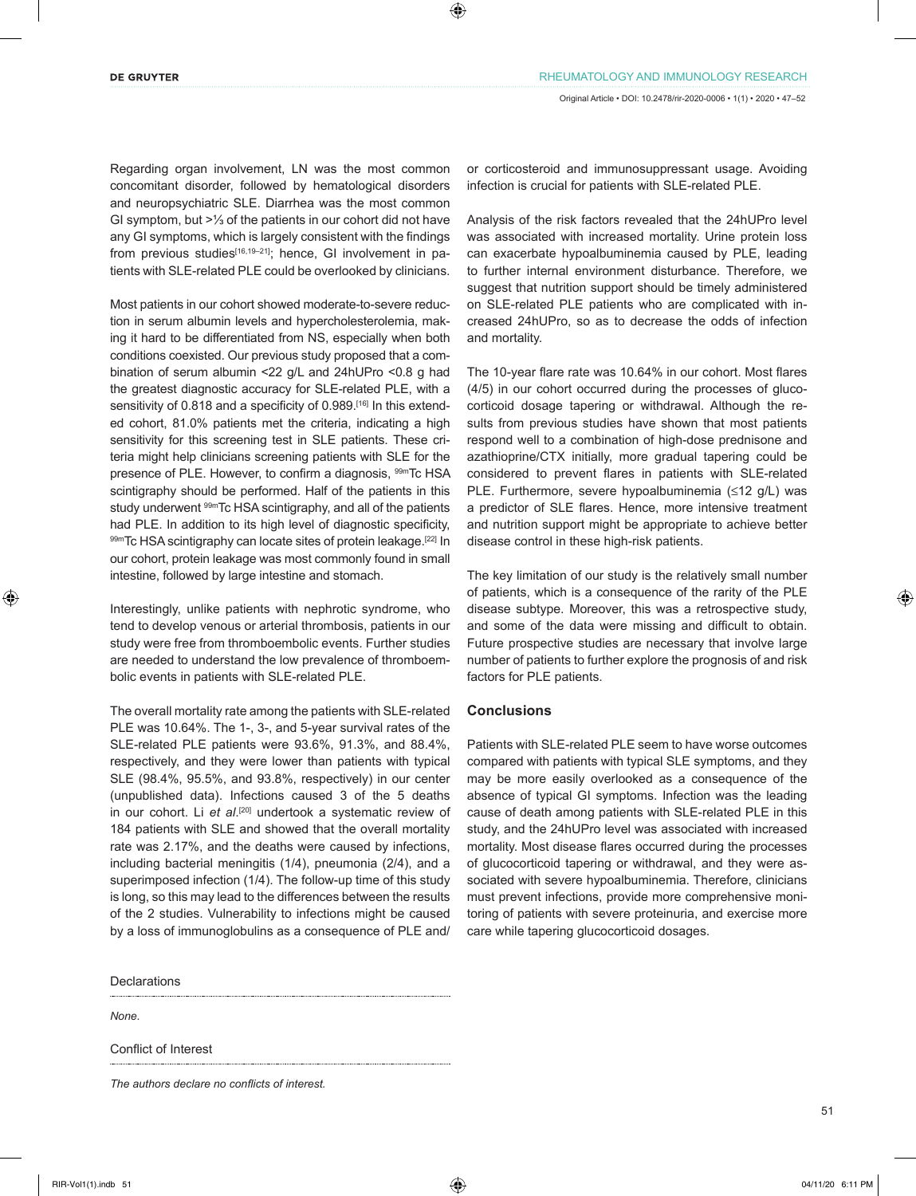Regarding organ involvement, LN was the most common concomitant disorder, followed by hematological disorders and neuropsychiatric SLE. Diarrhea was the most common GI symptom, but >⅓ of the patients in our cohort did not have any GI symptoms, which is largely consistent with the findings from previous studies[16,19–21]; hence, GI involvement in patients with SLE-related PLE could be overlooked by clinicians.

Most patients in our cohort showed moderate-to-severe reduction in serum albumin levels and hypercholesterolemia, making it hard to be differentiated from NS, especially when both conditions coexisted. Our previous study proposed that a combination of serum albumin <22 g/L and 24hUPro <0.8 g had the greatest diagnostic accuracy for SLE-related PLE, with a sensitivity of 0.818 and a specificity of 0.989.[16] In this extended cohort, 81.0% patients met the criteria, indicating a high sensitivity for this screening test in SLE patients. These criteria might help clinicians screening patients with SLE for the presence of PLE. However, to confirm a diagnosis, $^{99m}$Tc HSA scintigraphy should be performed. Half of the patients in this study underwent $^{99m}$Tc HSA scintigraphy, and all of the patients had PLE. In addition to its high level of diagnostic specificity, $^{99m}$Tc HSA scintigraphy can locate sites of protein leakage.[22] In our cohort, protein leakage was most commonly found in small intestine, followed by large intestine and stomach.

Interestingly, unlike patients with nephrotic syndrome, who tend to develop venous or arterial thrombosis, patients in our study were free from thromboembolic events. Further studies are needed to understand the low prevalence of thromboembolic events in patients with SLE-related PLE.

The overall mortality rate among the patients with SLE-related PLE was 10.64%. The 1-, 3-, and 5-year survival rates of the SLE-related PLE patients were 93.6%, 91.3%, and 88.4%, respectively, and they were lower than patients with typical SLE (98.4%, 95.5%, and 93.8%, respectively) in our center (unpublished data). Infections caused 3 of the 5 deaths in our cohort. Li *et al*.[20] undertook a systematic review of 184 patients with SLE and showed that the overall mortality rate was 2.17%, and the deaths were caused by infections, including bacterial meningitis (1/4), pneumonia (2/4), and a superimposed infection (1/4). The follow-up time of this study is long, so this may lead to the differences between the results of the 2 studies. Vulnerability to infections might be caused by a loss of immunoglobulins as a consequence of PLE and/or corticosteroid and immunosuppressant usage. Avoiding infection is crucial for patients with SLE-related PLE.

Analysis of the risk factors revealed that the 24hUPro level was associated with increased mortality. Urine protein loss can exacerbate hypoalbuminemia caused by PLE, leading to further internal environment disturbance. Therefore, we suggest that nutrition support should be timely administered on SLE-related PLE patients who are complicated with increased 24hUPro, so as to decrease the odds of infection and mortality.

The 10-year flare rate was 10.64% in our cohort. Most flares (4/5) in our cohort occurred during the processes of glucocorticoid dosage tapering or withdrawal. Although the results from previous studies have shown that most patients respond well to a combination of high-dose prednisone and azathioprine/CTX initially, more gradual tapering could be considered to prevent flares in patients with SLE-related PLE. Furthermore, severe hypoalbuminemia (≤12 g/L) was a predictor of SLE flares. Hence, more intensive treatment and nutrition support might be appropriate to achieve better disease control in these high-risk patients.

The key limitation of our study is the relatively small number of patients, which is a consequence of the rarity of the PLE disease subtype. Moreover, this was a retrospective study, and some of the data were missing and difficult to obtain. Future prospective studies are necessary that involve large number of patients to further explore the prognosis of and risk factors for PLE patients.

## Conclusions

Patients with SLE-related PLE seem to have worse outcomes compared with patients with typical SLE symptoms, and they may be more easily overlooked as a consequence of the absence of typical GI symptoms. Infection was the leading cause of death among patients with SLE-related PLE in this study, and the 24hUPro level was associated with increased mortality. Most disease flares occurred during the processes of glucocorticoid tapering or withdrawal, and they were associated with severe hypoalbuminemia. Therefore, clinicians must prevent infections, provide more comprehensive monitoring of patients with severe proteinuria, and exercise more care while tapering glucocorticoid dosages.

### Declarations

*None.*

### Conflict of Interest

*The authors declare no conflicts of interest.*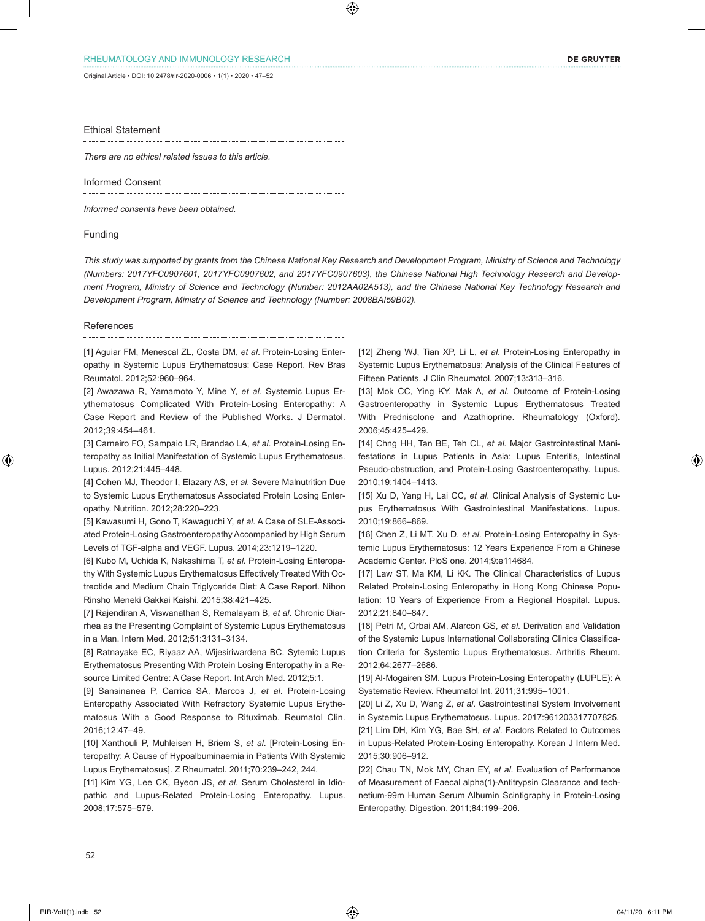## Ethical Statement

*There are no ethical related issues to this article.*

## Informed Consent

*Informed consents have been obtained.*

## Funding

*This study was supported by grants from the Chinese National Key Research and Development Program, Ministry of Science and Technology (Numbers: 2017YFC0907601, 2017YFC0907602, and 2017YFC0907603), the Chinese National High Technology Research and Development Program, Ministry of Science and Technology (Number: 2012AA02A513), and the Chinese National Key Technology Research and Development Program, Ministry of Science and Technology (Number: 2008BAI59B02).*

## References

[1] Aguiar FM, Menescal ZL, Costa DM, *et al.* Protein-Losing Enteropathy in Systemic Lupus Erythematosus: Case Report. Rev Bras Reumatol. 2012;52:960–964.

[2] Awazawa R, Yamamoto Y, Mine Y, *et al*. Systemic Lupus Erythematosus Complicated With Protein-Losing Enteropathy: A Case Report and Review of the Published Works. J Dermatol. 2012;39:454–461.

[3] Carneiro FO, Sampaio LR, Brandao LA, *et al.* Protein-Losing Enteropathy as Initial Manifestation of Systemic Lupus Erythematosus. Lupus. 2012;21:445–448.

[4] Cohen MJ, Theodor I, Elazary AS, *et al.* Severe Malnutrition Due to Systemic Lupus Erythematosus Associated Protein Losing Enteropathy. Nutrition. 2012;28:220–223.

[5] Kawasumi H, Gono T, Kawaguchi Y, *et al*. A Case of SLE-Associated Protein-Losing Gastroenteropathy Accompanied by High Serum Levels of TGF-alpha and VEGF. Lupus. 2014;23:1219–1220.

[6] Kubo M, Uchida K, Nakashima T, *et al.* Protein-Losing Enteropathy With Systemic Lupus Erythematosus Effectively Treated With Octreotide and Medium Chain Triglyceride Diet: A Case Report. Nihon Rinsho Meneki Gakkai Kaishi. 2015;38:421–425.

[7] Rajendiran A, Viswanathan S, Remalayam B, *et al.* Chronic Diarrhea as the Presenting Complaint of Systemic Lupus Erythematosus in a Man. Intern Med. 2012;51:3131–3134.

[8] Ratnayake EC, Riyaaz AA, Wijesiriwardena BC. Sytemic Lupus Erythematosus Presenting With Protein Losing Enteropathy in a Resource Limited Centre: A Case Report. Int Arch Med. 2012;5:1.

[9] Sansinanea P, Carrica SA, Marcos J, *et al*. Protein-Losing Enteropathy Associated With Refractory Systemic Lupus Erythematosus With a Good Response to Rituximab. Reumatol Clin. 2016;12:47–49.

[10] Xanthouli P, Muhleisen H, Briem S, *et al.* [Protein-Losing Enteropathy: A Cause of Hypoalbuminaemia in Patients With Systemic Lupus Erythematosus]. Z Rheumatol. 2011;70:239–242, 244.

[11] Kim YG, Lee CK, Byeon JS, *et al.* Serum Cholesterol in Idiopathic and Lupus-Related Protein-Losing Enteropathy. Lupus. 2008;17:575–579.

[12] Zheng WJ, Tian XP, Li L, *et al.* Protein-Losing Enteropathy in Systemic Lupus Erythematosus: Analysis of the Clinical Features of Fifteen Patients. J Clin Rheumatol. 2007;13:313–316.

[13] Mok CC, Ying KY, Mak A, *et al.* Outcome of Protein-Losing Gastroenteropathy in Systemic Lupus Erythematosus Treated With Prednisolone and Azathioprine. Rheumatology (Oxford). 2006;45:425–429.

[14] Chng HH, Tan BE, Teh CL, *et al.* Major Gastrointestinal Manifestations in Lupus Patients in Asia: Lupus Enteritis, Intestinal Pseudo-obstruction, and Protein-Losing Gastroenteropathy. Lupus. 2010;19:1404–1413.

[15] Xu D, Yang H, Lai CC, *et al.* Clinical Analysis of Systemic Lupus Erythematosus With Gastrointestinal Manifestations. Lupus. 2010;19:866–869.

[16] Chen Z, Li MT, Xu D, *et al.* Protein-Losing Enteropathy in Systemic Lupus Erythematosus: 12 Years Experience From a Chinese Academic Center. PloS one. 2014;9:e114684.

[17] Law ST, Ma KM, Li KK. The Clinical Characteristics of Lupus Related Protein-Losing Enteropathy in Hong Kong Chinese Population: 10 Years of Experience From a Regional Hospital. Lupus. 2012;21:840–847.

[18] Petri M, Orbai AM, Alarcon GS, *et al.* Derivation and Validation of the Systemic Lupus International Collaborating Clinics Classification Criteria for Systemic Lupus Erythematosus. Arthritis Rheum. 2012;64:2677–2686.

[19] Al-Mogairen SM. Lupus Protein-Losing Enteropathy (LUPLE): A Systematic Review. Rheumatol Int. 2011;31:995–1001.

[20] Li Z, Xu D, Wang Z, *et al.* Gastrointestinal System Involvement in Systemic Lupus Erythematosus. Lupus. 2017:961203317707825.

[21] Lim DH, Kim YG, Bae SH, *et al*. Factors Related to Outcomes in Lupus-Related Protein-Losing Enteropathy. Korean J Intern Med. 2015;30:906–912.

[22] Chau TN, Mok MY, Chan EY, *et al.* Evaluation of Performance of Measurement of Faecal alpha(1)-Antitrypsin Clearance and technetium-99m Human Serum Albumin Scintigraphy in Protein-Losing Enteropathy. Digestion. 2011;84:199–206.